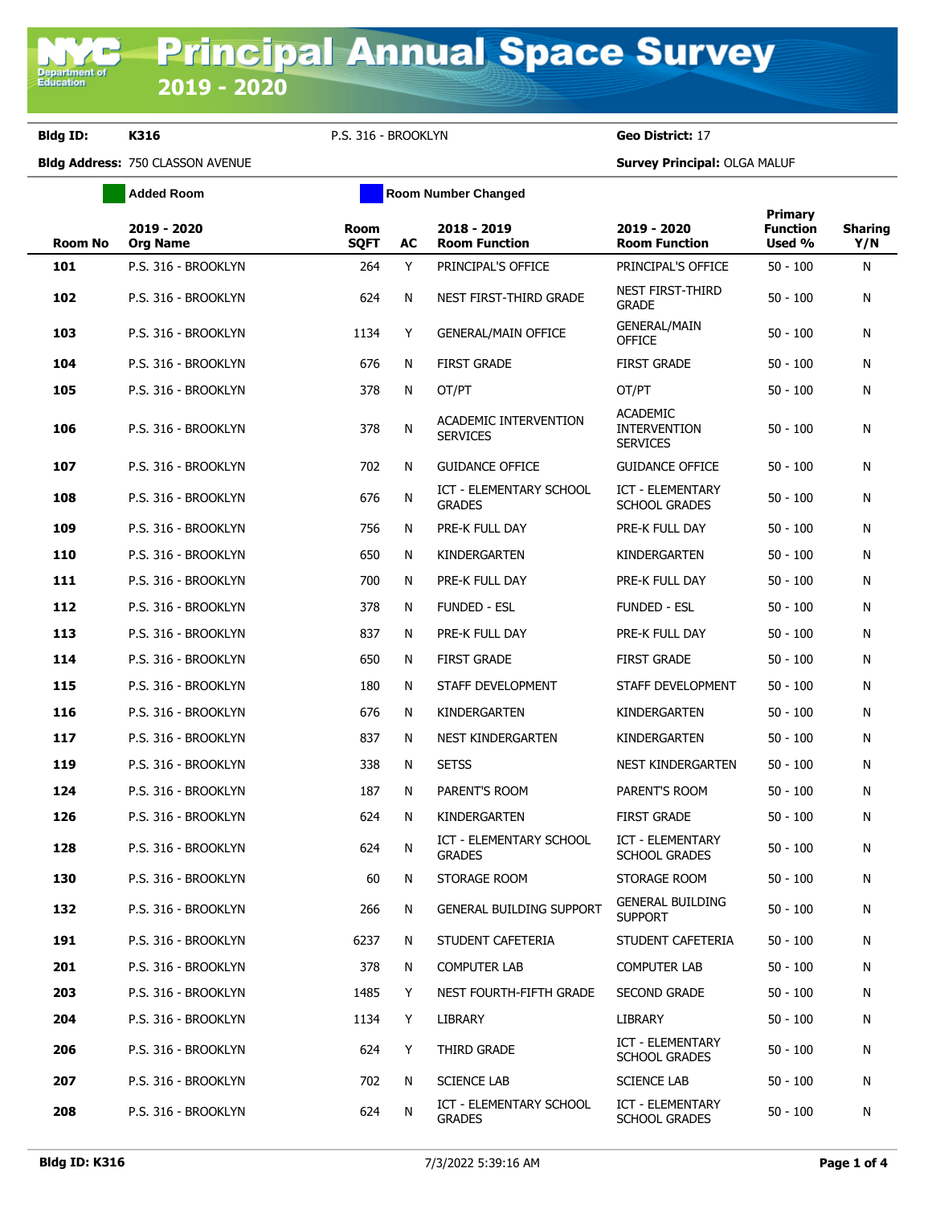# Principal Annual Space Survey 2019 - 2020

**Bldg ID:** K316 P.S. 316 - BROOKLYN **Geo District:** 17

**Bldg Address:** 750 CLASSON AVENUE **Survey Principal:** OLGA MALUF

Added Room | Room Number Changed

| Room No | 2019 - 2020 Org Name | Room SQFT | AC | 2018 - 2019 Room Function | 2019 - 2020 Room Function | Primary Function Used % | Sharing Y/N |
|---|---|---|---|---|---|---|---|
| 101 | P.S. 316 - BROOKLYN | 264 | Y | PRINCIPAL'S OFFICE | PRINCIPAL'S OFFICE | 50 - 100 | N |
| 102 | P.S. 316 - BROOKLYN | 624 | N | NEST FIRST-THIRD GRADE | NEST FIRST-THIRD GRADE | 50 - 100 | N |
| 103 | P.S. 316 - BROOKLYN | 1134 | Y | GENERAL/MAIN OFFICE | GENERAL/MAIN OFFICE | 50 - 100 | N |
| 104 | P.S. 316 - BROOKLYN | 676 | N | FIRST GRADE | FIRST GRADE | 50 - 100 | N |
| 105 | P.S. 316 - BROOKLYN | 378 | N | OT/PT | OT/PT | 50 - 100 | N |
| 106 | P.S. 316 - BROOKLYN | 378 | N | ACADEMIC INTERVENTION SERVICES | ACADEMIC INTERVENTION SERVICES | 50 - 100 | N |
| 107 | P.S. 316 - BROOKLYN | 702 | N | GUIDANCE OFFICE | GUIDANCE OFFICE | 50 - 100 | N |
| 108 | P.S. 316 - BROOKLYN | 676 | N | ICT - ELEMENTARY SCHOOL GRADES | ICT - ELEMENTARY SCHOOL GRADES | 50 - 100 | N |
| 109 | P.S. 316 - BROOKLYN | 756 | N | PRE-K FULL DAY | PRE-K FULL DAY | 50 - 100 | N |
| 110 | P.S. 316 - BROOKLYN | 650 | N | KINDERGARTEN | KINDERGARTEN | 50 - 100 | N |
| 111 | P.S. 316 - BROOKLYN | 700 | N | PRE-K FULL DAY | PRE-K FULL DAY | 50 - 100 | N |
| 112 | P.S. 316 - BROOKLYN | 378 | N | FUNDED - ESL | FUNDED - ESL | 50 - 100 | N |
| 113 | P.S. 316 - BROOKLYN | 837 | N | PRE-K FULL DAY | PRE-K FULL DAY | 50 - 100 | N |
| 114 | P.S. 316 - BROOKLYN | 650 | N | FIRST GRADE | FIRST GRADE | 50 - 100 | N |
| 115 | P.S. 316 - BROOKLYN | 180 | N | STAFF DEVELOPMENT | STAFF DEVELOPMENT | 50 - 100 | N |
| 116 | P.S. 316 - BROOKLYN | 676 | N | KINDERGARTEN | KINDERGARTEN | 50 - 100 | N |
| 117 | P.S. 316 - BROOKLYN | 837 | N | NEST KINDERGARTEN | KINDERGARTEN | 50 - 100 | N |
| 119 | P.S. 316 - BROOKLYN | 338 | N | SETSS | NEST KINDERGARTEN | 50 - 100 | N |
| 124 | P.S. 316 - BROOKLYN | 187 | N | PARENT'S ROOM | PARENT'S ROOM | 50 - 100 | N |
| 126 | P.S. 316 - BROOKLYN | 624 | N | KINDERGARTEN | FIRST GRADE | 50 - 100 | N |
| 128 | P.S. 316 - BROOKLYN | 624 | N | ICT - ELEMENTARY SCHOOL GRADES | ICT - ELEMENTARY SCHOOL GRADES | 50 - 100 | N |
| 130 | P.S. 316 - BROOKLYN | 60 | N | STORAGE ROOM | STORAGE ROOM | 50 - 100 | N |
| 132 | P.S. 316 - BROOKLYN | 266 | N | GENERAL BUILDING SUPPORT | GENERAL BUILDING SUPPORT | 50 - 100 | N |
| 191 | P.S. 316 - BROOKLYN | 6237 | N | STUDENT CAFETERIA | STUDENT CAFETERIA | 50 - 100 | N |
| 201 | P.S. 316 - BROOKLYN | 378 | N | COMPUTER LAB | COMPUTER LAB | 50 - 100 | N |
| 203 | P.S. 316 - BROOKLYN | 1485 | Y | NEST FOURTH-FIFTH GRADE | SECOND GRADE | 50 - 100 | N |
| 204 | P.S. 316 - BROOKLYN | 1134 | Y | LIBRARY | LIBRARY | 50 - 100 | N |
| 206 | P.S. 316 - BROOKLYN | 624 | Y | THIRD GRADE | ICT - ELEMENTARY SCHOOL GRADES | 50 - 100 | N |
| 207 | P.S. 316 - BROOKLYN | 702 | N | SCIENCE LAB | SCIENCE LAB | 50 - 100 | N |
| 208 | P.S. 316 - BROOKLYN | 624 | N | ICT - ELEMENTARY SCHOOL GRADES | ICT - ELEMENTARY SCHOOL GRADES | 50 - 100 | N |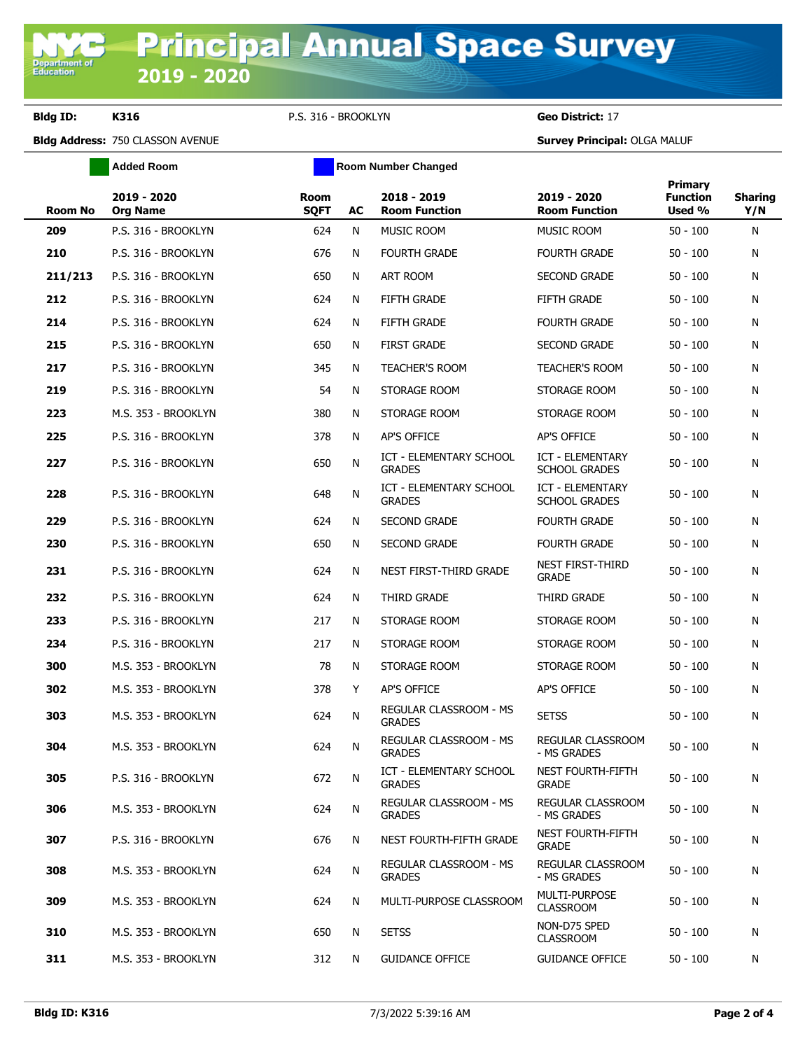# Principal Annual Space Survey 2019 - 2020

**Bldg ID:** K316 P.S. 316 - BROOKLYN **Geo District:** 17

**Bldg Address:** 750 CLASSON AVENUE **Survey Principal:** OLGA MALUF

Added Room | Room Number Changed

| Room No | 2019 - 2020 Org Name | Room SQFT | AC | 2018 - 2019 Room Function | 2019 - 2020 Room Function | Primary Function Used % | Sharing Y/N |
|---|---|---|---|---|---|---|---|
| 209 | P.S. 316 - BROOKLYN | 624 | N | MUSIC ROOM | MUSIC ROOM | 50 - 100 | N |
| 210 | P.S. 316 - BROOKLYN | 676 | N | FOURTH GRADE | FOURTH GRADE | 50 - 100 | N |
| 211/213 | P.S. 316 - BROOKLYN | 650 | N | ART ROOM | SECOND GRADE | 50 - 100 | N |
| 212 | P.S. 316 - BROOKLYN | 624 | N | FIFTH GRADE | FIFTH GRADE | 50 - 100 | N |
| 214 | P.S. 316 - BROOKLYN | 624 | N | FIFTH GRADE | FOURTH GRADE | 50 - 100 | N |
| 215 | P.S. 316 - BROOKLYN | 650 | N | FIRST GRADE | SECOND GRADE | 50 - 100 | N |
| 217 | P.S. 316 - BROOKLYN | 345 | N | TEACHER'S ROOM | TEACHER'S ROOM | 50 - 100 | N |
| 219 | P.S. 316 - BROOKLYN | 54 | N | STORAGE ROOM | STORAGE ROOM | 50 - 100 | N |
| 223 | M.S. 353 - BROOKLYN | 380 | N | STORAGE ROOM | STORAGE ROOM | 50 - 100 | N |
| 225 | P.S. 316 - BROOKLYN | 378 | N | AP'S OFFICE | AP'S OFFICE | 50 - 100 | N |
| 227 | P.S. 316 - BROOKLYN | 650 | N | ICT - ELEMENTARY SCHOOL GRADES | ICT - ELEMENTARY SCHOOL GRADES | 50 - 100 | N |
| 228 | P.S. 316 - BROOKLYN | 648 | N | ICT - ELEMENTARY SCHOOL GRADES | ICT - ELEMENTARY SCHOOL GRADES | 50 - 100 | N |
| 229 | P.S. 316 - BROOKLYN | 624 | N | SECOND GRADE | FOURTH GRADE | 50 - 100 | N |
| 230 | P.S. 316 - BROOKLYN | 650 | N | SECOND GRADE | FOURTH GRADE | 50 - 100 | N |
| 231 | P.S. 316 - BROOKLYN | 624 | N | NEST FIRST-THIRD GRADE | NEST FIRST-THIRD GRADE | 50 - 100 | N |
| 232 | P.S. 316 - BROOKLYN | 624 | N | THIRD GRADE | THIRD GRADE | 50 - 100 | N |
| 233 | P.S. 316 - BROOKLYN | 217 | N | STORAGE ROOM | STORAGE ROOM | 50 - 100 | N |
| 234 | P.S. 316 - BROOKLYN | 217 | N | STORAGE ROOM | STORAGE ROOM | 50 - 100 | N |
| 300 | M.S. 353 - BROOKLYN | 78 | N | STORAGE ROOM | STORAGE ROOM | 50 - 100 | N |
| 302 | M.S. 353 - BROOKLYN | 378 | Y | AP'S OFFICE | AP'S OFFICE | 50 - 100 | N |
| 303 | M.S. 353 - BROOKLYN | 624 | N | REGULAR CLASSROOM - MS GRADES | SETSS | 50 - 100 | N |
| 304 | M.S. 353 - BROOKLYN | 624 | N | REGULAR CLASSROOM - MS GRADES | REGULAR CLASSROOM - MS GRADES | 50 - 100 | N |
| 305 | P.S. 316 - BROOKLYN | 672 | N | ICT - ELEMENTARY SCHOOL GRADES | NEST FOURTH-FIFTH GRADE | 50 - 100 | N |
| 306 | M.S. 353 - BROOKLYN | 624 | N | REGULAR CLASSROOM - MS GRADES | REGULAR CLASSROOM - MS GRADES | 50 - 100 | N |
| 307 | P.S. 316 - BROOKLYN | 676 | N | NEST FOURTH-FIFTH GRADE | NEST FOURTH-FIFTH GRADE | 50 - 100 | N |
| 308 | M.S. 353 - BROOKLYN | 624 | N | REGULAR CLASSROOM - MS GRADES | REGULAR CLASSROOM - MS GRADES | 50 - 100 | N |
| 309 | M.S. 353 - BROOKLYN | 624 | N | MULTI-PURPOSE CLASSROOM | MULTI-PURPOSE CLASSROOM | 50 - 100 | N |
| 310 | M.S. 353 - BROOKLYN | 650 | N | SETSS | NON-D75 SPED CLASSROOM | 50 - 100 | N |
| 311 | M.S. 353 - BROOKLYN | 312 | N | GUIDANCE OFFICE | GUIDANCE OFFICE | 50 - 100 | N |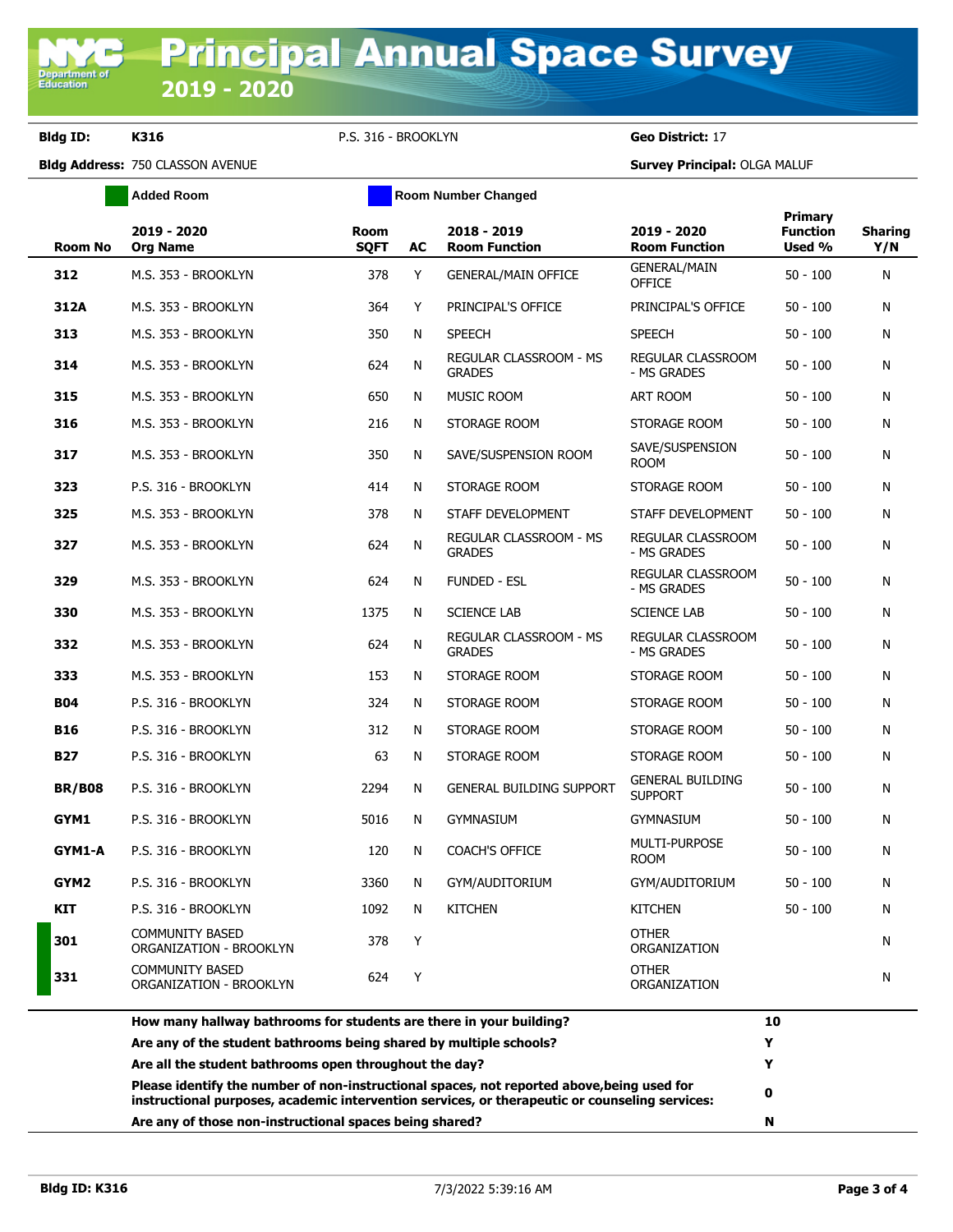# Principal Annual Space Survey
## 2019 - 2020

**Bldg ID:** K316 P.S. 316 - BROOKLYN **Geo District:** 17

**Bldg Address:** 750 CLASSON AVENUE **Survey Principal:** OLGA MALUF

Added Room | Room Number Changed

| Room No | 2019 - 2020 Org Name | Room SQFT | AC | 2018 - 2019 Room Function | 2019 - 2020 Room Function | Primary Function Used % | Sharing Y/N |
|---|---|---|---|---|---|---|---|
| 312 | M.S. 353 - BROOKLYN | 378 | Y | GENERAL/MAIN OFFICE | GENERAL/MAIN OFFICE | 50 - 100 | N |
| 312A | M.S. 353 - BROOKLYN | 364 | Y | PRINCIPAL'S OFFICE | PRINCIPAL'S OFFICE | 50 - 100 | N |
| 313 | M.S. 353 - BROOKLYN | 350 | N | SPEECH | SPEECH | 50 - 100 | N |
| 314 | M.S. 353 - BROOKLYN | 624 | N | REGULAR CLASSROOM - MS GRADES | REGULAR CLASSROOM - MS GRADES | 50 - 100 | N |
| 315 | M.S. 353 - BROOKLYN | 650 | N | MUSIC ROOM | ART ROOM | 50 - 100 | N |
| 316 | M.S. 353 - BROOKLYN | 216 | N | STORAGE ROOM | STORAGE ROOM | 50 - 100 | N |
| 317 | M.S. 353 - BROOKLYN | 350 | N | SAVE/SUSPENSION ROOM | SAVE/SUSPENSION ROOM | 50 - 100 | N |
| 323 | P.S. 316 - BROOKLYN | 414 | N | STORAGE ROOM | STORAGE ROOM | 50 - 100 | N |
| 325 | M.S. 353 - BROOKLYN | 378 | N | STAFF DEVELOPMENT | STAFF DEVELOPMENT | 50 - 100 | N |
| 327 | M.S. 353 - BROOKLYN | 624 | N | REGULAR CLASSROOM - MS GRADES | REGULAR CLASSROOM - MS GRADES | 50 - 100 | N |
| 329 | M.S. 353 - BROOKLYN | 624 | N | FUNDED - ESL | REGULAR CLASSROOM - MS GRADES | 50 - 100 | N |
| 330 | M.S. 353 - BROOKLYN | 1375 | N | SCIENCE LAB | SCIENCE LAB | 50 - 100 | N |
| 332 | M.S. 353 - BROOKLYN | 624 | N | REGULAR CLASSROOM - MS GRADES | REGULAR CLASSROOM - MS GRADES | 50 - 100 | N |
| 333 | M.S. 353 - BROOKLYN | 153 | N | STORAGE ROOM | STORAGE ROOM | 50 - 100 | N |
| B04 | P.S. 316 - BROOKLYN | 324 | N | STORAGE ROOM | STORAGE ROOM | 50 - 100 | N |
| B16 | P.S. 316 - BROOKLYN | 312 | N | STORAGE ROOM | STORAGE ROOM | 50 - 100 | N |
| B27 | P.S. 316 - BROOKLYN | 63 | N | STORAGE ROOM | STORAGE ROOM | 50 - 100 | N |
| BR/B08 | P.S. 316 - BROOKLYN | 2294 | N | GENERAL BUILDING SUPPORT | GENERAL BUILDING SUPPORT | 50 - 100 | N |
| GYM1 | P.S. 316 - BROOKLYN | 5016 | N | GYMNASIUM | GYMNASIUM | 50 - 100 | N |
| GYM1-A | P.S. 316 - BROOKLYN | 120 | N | COACH'S OFFICE | MULTI-PURPOSE ROOM | 50 - 100 | N |
| GYM2 | P.S. 316 - BROOKLYN | 3360 | N | GYM/AUDITORIUM | GYM/AUDITORIUM | 50 - 100 | N |
| KIT | P.S. 316 - BROOKLYN | 1092 | N | KITCHEN | KITCHEN | 50 - 100 | N |
| 301 | COMMUNITY BASED ORGANIZATION - BROOKLYN | 378 | Y | | OTHER ORGANIZATION | | N |
| 331 | COMMUNITY BASED ORGANIZATION - BROOKLYN | 624 | Y | | OTHER ORGANIZATION | | N |

| Question | Answer |
|---|---|
| **How many hallway bathrooms for students are there in your building?** | **10** |
| **Are any of the student bathrooms being shared by multiple schools?** | **Y** |
| **Are all the student bathrooms open throughout the day?** | **Y** |
| **Please identify the number of non-instructional spaces, not reported above,being used for instructional purposes, academic intervention services, or therapeutic or counseling services:** | **0** |
| **Are any of those non-instructional spaces being shared?** | **N** |

**Bldg ID: K316** 7/3/2022 5:39:16 AM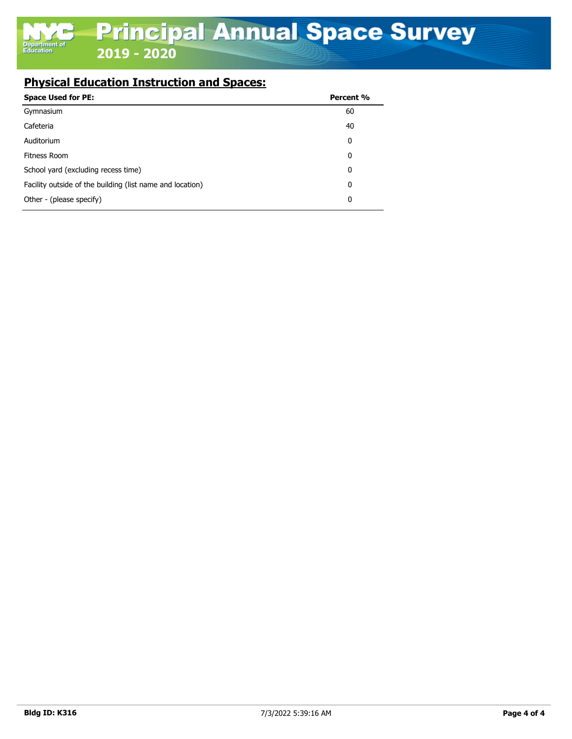## Physical Education Instruction and Spaces:

| Space Used for PE: | Percent % |
|---|---|
| Gymnasium | 60 |
| Cafeteria | 40 |
| Auditorium | 0 |
| Fitness Room | 0 |
| School yard (excluding recess time) | 0 |
| Facility outside of the building (list name and location) | 0 |
| Other - (please specify) | 0 |